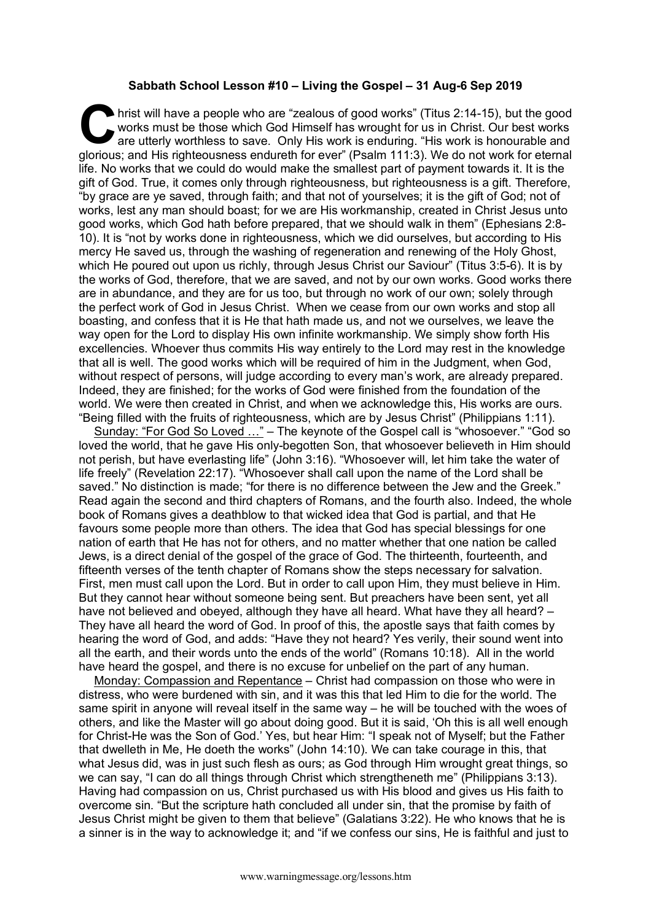**Sabbath School Lesson #10 – Living the Gospel – 31 Aug-6 Sep 2019**

Christ will have a people who are "zealous of good works" (Titus 2:14-15), but the good works must be those which God Himself has wrought for us in Christ. Our best works are utterly worthless to save. Only His work is enduring. "His work is honourable and glorious; and His righteousness endureth for ever" (Psalm 111:3). We do not work for eternal life. No works that we could do would make the smallest part of payment towards it. It is the gift of God. True, it comes only through righteousness, but righteousness is a gift. Therefore, "by grace are ye saved, through faith; and that not of yourselves; it is the gift of God; not of works, lest any man should boast; for we are His workmanship, created in Christ Jesus unto good works, which God hath before prepared, that we should walk in them" (Ephesians 2:8-10). It is "not by works done in righteousness, which we did ourselves, but according to His mercy He saved us, through the washing of regeneration and renewing of the Holy Ghost, which He poured out upon us richly, through Jesus Christ our Saviour" (Titus 3:5-6). It is by the works of God, therefore, that we are saved, and not by our own works. Good works there are in abundance, and they are for us too, but through no work of our own; solely through the perfect work of God in Jesus Christ. When we cease from our own works and stop all boasting, and confess that it is He that hath made us, and not we ourselves, we leave the way open for the Lord to display His own infinite workmanship. We simply show forth His excellencies. Whoever thus commits His way entirely to the Lord may rest in the knowledge that all is well. The good works which will be required of him in the Judgment, when God, without respect of persons, will judge according to every man's work, are already prepared. Indeed, they are finished; for the works of God were finished from the foundation of the world. We were then created in Christ, and when we acknowledge this, His works are ours. "Being filled with the fruits of righteousness, which are by Jesus Christ" (Philippians 1:11).

Sunday: "For God So Loved …" – The keynote of the Gospel call is "whosoever." "God so loved the world, that he gave His only-begotten Son, that whosoever believeth in Him should not perish, but have everlasting life" (John 3:16). "Whosoever will, let him take the water of life freely" (Revelation 22:17). "Whosoever shall call upon the name of the Lord shall be saved." No distinction is made; "for there is no difference between the Jew and the Greek." Read again the second and third chapters of Romans, and the fourth also. Indeed, the whole book of Romans gives a deathblow to that wicked idea that God is partial, and that He favours some people more than others. The idea that God has special blessings for one nation of earth that He has not for others, and no matter whether that one nation be called Jews, is a direct denial of the gospel of the grace of God. The thirteenth, fourteenth, and fifteenth verses of the tenth chapter of Romans show the steps necessary for salvation. First, men must call upon the Lord. But in order to call upon Him, they must believe in Him. But they cannot hear without someone being sent. But preachers have been sent, yet all have not believed and obeyed, although they have all heard. What have they all heard? – They have all heard the word of God. In proof of this, the apostle says that faith comes by hearing the word of God, and adds: "Have they not heard? Yes verily, their sound went into all the earth, and their words unto the ends of the world" (Romans 10:18). All in the world have heard the gospel, and there is no excuse for unbelief on the part of any human.

Monday: Compassion and Repentance – Christ had compassion on those who were in distress, who were burdened with sin, and it was this that led Him to die for the world. The same spirit in anyone will reveal itself in the same way – he will be touched with the woes of others, and like the Master will go about doing good. But it is said, 'Oh this is all well enough for Christ-He was the Son of God.' Yes, but hear Him: "I speak not of Myself; but the Father that dwelleth in Me, He doeth the works" (John 14:10). We can take courage in this, that what Jesus did, was in just such flesh as ours; as God through Him wrought great things, so we can say, "I can do all things through Christ which strengtheneth me" (Philippians 3:13). Having had compassion on us, Christ purchased us with His blood and gives us His faith to overcome sin. "But the scripture hath concluded all under sin, that the promise by faith of Jesus Christ might be given to them that believe" (Galatians 3:22). He who knows that he is a sinner is in the way to acknowledge it; and "if we confess our sins, He is faithful and just to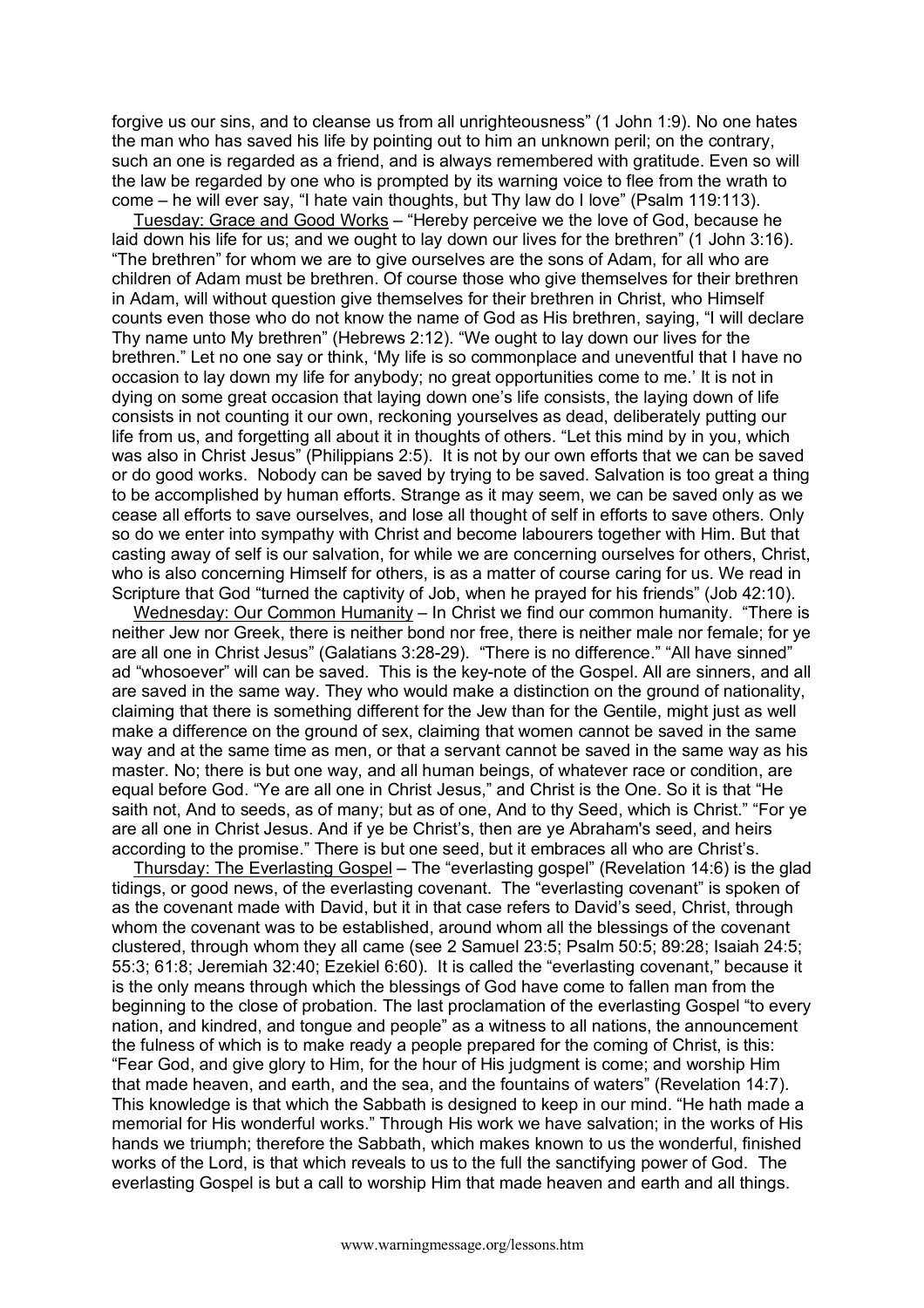forgive us our sins, and to cleanse us from all unrighteousness" (1 John 1:9). No one hates the man who has saved his life by pointing out to him an unknown peril; on the contrary, such an one is regarded as a friend, and is always remembered with gratitude. Even so will the law be regarded by one who is prompted by its warning voice to flee from the wrath to come – he will ever say, "I hate vain thoughts, but Thy law do I love" (Psalm 119:113).

<u>Tuesday: Grace and Good Works</u> – "Hereby perceive we the love of God, because he laid down his life for us; and we ought to lay down our lives for the brethren" (1 John 3:16). "The brethren" for whom we are to give ourselves are the sons of Adam, for all who are children of Adam must be brethren. Of course those who give themselves for their brethren in Adam, will without question give themselves for their brethren in Christ, who Himself counts even those who do not know the name of God as His brethren, saying, "I will declare Thy name unto My brethren" (Hebrews 2:12). "We ought to lay down our lives for the brethren." Let no one say or think, 'My life is so commonplace and uneventful that I have no occasion to lay down my life for anybody; no great opportunities come to me.' It is not in dying on some great occasion that laying down one's life consists, the laying down of life consists in not counting it our own, reckoning yourselves as dead, deliberately putting our life from us, and forgetting all about it in thoughts of others. "Let this mind by in you, which was also in Christ Jesus" (Philippians 2:5). It is not by our own efforts that we can be saved or do good works. Nobody can be saved by trying to be saved. Salvation is too great a thing to be accomplished by human efforts. Strange as it may seem, we can be saved only as we cease all efforts to save ourselves, and lose all thought of self in efforts to save others. Only so do we enter into sympathy with Christ and become labourers together with Him. But that casting away of self is our salvation, for while we are concerning ourselves for others, Christ, who is also concerning Himself for others, is as a matter of course caring for us. We read in Scripture that God "turned the captivity of Job, when he prayed for his friends" (Job 42:10).

<u>Wednesday: Our Common Humanity</u> – In Christ we find our common humanity. "There is neither Jew nor Greek, there is neither bond nor free, there is neither male nor female; for ye are all one in Christ Jesus" (Galatians 3:28-29). "There is no difference." "All have sinned" ad "whosoever" will can be saved. This is the key-note of the Gospel. All are sinners, and all are saved in the same way. They who would make a distinction on the ground of nationality, claiming that there is something different for the Jew than for the Gentile, might just as well make a difference on the ground of sex, claiming that women cannot be saved in the same way and at the same time as men, or that a servant cannot be saved in the same way as his master. No; there is but one way, and all human beings, of whatever race or condition, are equal before God. "Ye are all one in Christ Jesus," and Christ is the One. So it is that "He saith not, And to seeds, as of many; but as of one, And to thy Seed, which is Christ." "For ye are all one in Christ Jesus. And if ye be Christ's, then are ye Abraham's seed, and heirs according to the promise." There is but one seed, but it embraces all who are Christ's.

<u>Thursday: The Everlasting Gospel</u> – The "everlasting gospel" (Revelation 14:6) is the glad tidings, or good news, of the everlasting covenant. The "everlasting covenant" is spoken of as the covenant made with David, but it in that case refers to David's seed, Christ, through whom the covenant was to be established, around whom all the blessings of the covenant clustered, through whom they all came (see 2 Samuel 23:5; Psalm 50:5; 89:28; Isaiah 24:5; 55:3; 61:8; Jeremiah 32:40; Ezekiel 6:60). It is called the "everlasting covenant," because it is the only means through which the blessings of God have come to fallen man from the beginning to the close of probation. The last proclamation of the everlasting Gospel "to every nation, and kindred, and tongue and people" as a witness to all nations, the announcement the fulness of which is to make ready a people prepared for the coming of Christ, is this: "Fear God, and give glory to Him, for the hour of His judgment is come; and worship Him that made heaven, and earth, and the sea, and the fountains of waters" (Revelation 14:7). This knowledge is that which the Sabbath is designed to keep in our mind. "He hath made a memorial for His wonderful works." Through His work we have salvation; in the works of His hands we triumph; therefore the Sabbath, which makes known to us the wonderful, finished works of the Lord, is that which reveals to us to the full the sanctifying power of God. The everlasting Gospel is but a call to worship Him that made heaven and earth and all things.